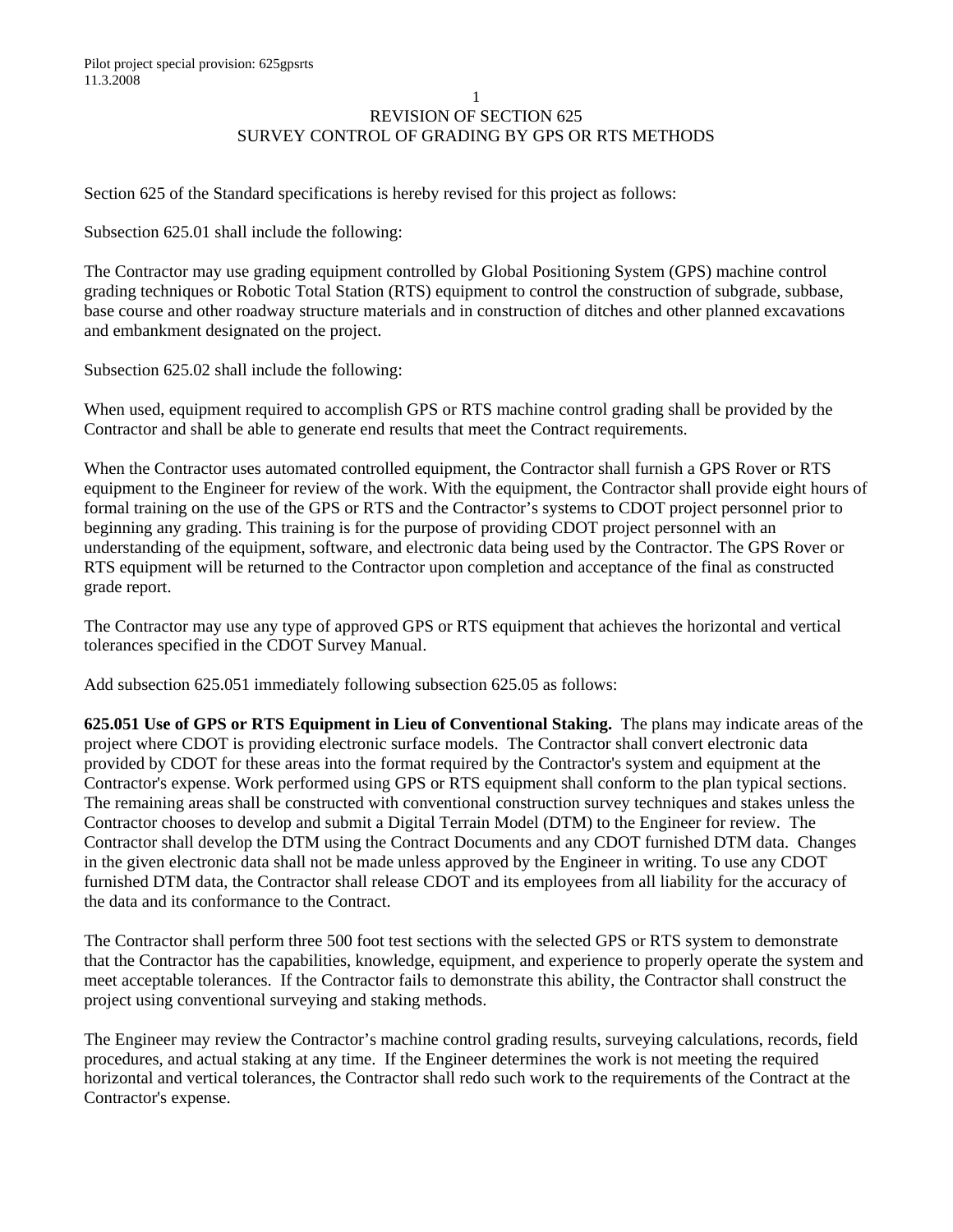# REVISION OF SECTION 625
## SURVEY CONTROL OF GRADING BY GPS OR RTS METHODS

Section 625 of the Standard specifications is hereby revised for this project as follows:

Subsection 625.01 shall include the following:

The Contractor may use grading equipment controlled by Global Positioning System (GPS) machine control grading techniques or Robotic Total Station (RTS) equipment to control the construction of subgrade, subbase, base course and other roadway structure materials and in construction of ditches and other planned excavations and embankment designated on the project.

Subsection 625.02 shall include the following:

When used, equipment required to accomplish GPS or RTS machine control grading shall be provided by the Contractor and shall be able to generate end results that meet the Contract requirements.

When the Contractor uses automated controlled equipment, the Contractor shall furnish a GPS Rover or RTS equipment to the Engineer for review of the work. With the equipment, the Contractor shall provide eight hours of formal training on the use of the GPS or RTS and the Contractor's systems to CDOT project personnel prior to beginning any grading. This training is for the purpose of providing CDOT project personnel with an understanding of the equipment, software, and electronic data being used by the Contractor. The GPS Rover or RTS equipment will be returned to the Contractor upon completion and acceptance of the final as constructed grade report.

The Contractor may use any type of approved GPS or RTS equipment that achieves the horizontal and vertical tolerances specified in the CDOT Survey Manual.

Add subsection 625.051 immediately following subsection 625.05 as follows:

**625.051 Use of GPS or RTS Equipment in Lieu of Conventional Staking.** The plans may indicate areas of the project where CDOT is providing electronic surface models. The Contractor shall convert electronic data provided by CDOT for these areas into the format required by the Contractor's system and equipment at the Contractor's expense. Work performed using GPS or RTS equipment shall conform to the plan typical sections. The remaining areas shall be constructed with conventional construction survey techniques and stakes unless the Contractor chooses to develop and submit a Digital Terrain Model (DTM) to the Engineer for review. The Contractor shall develop the DTM using the Contract Documents and any CDOT furnished DTM data. Changes in the given electronic data shall not be made unless approved by the Engineer in writing. To use any CDOT furnished DTM data, the Contractor shall release CDOT and its employees from all liability for the accuracy of the data and its conformance to the Contract.

The Contractor shall perform three 500 foot test sections with the selected GPS or RTS system to demonstrate that the Contractor has the capabilities, knowledge, equipment, and experience to properly operate the system and meet acceptable tolerances. If the Contractor fails to demonstrate this ability, the Contractor shall construct the project using conventional surveying and staking methods.

The Engineer may review the Contractor's machine control grading results, surveying calculations, records, field procedures, and actual staking at any time. If the Engineer determines the work is not meeting the required horizontal and vertical tolerances, the Contractor shall redo such work to the requirements of the Contract at the Contractor's expense.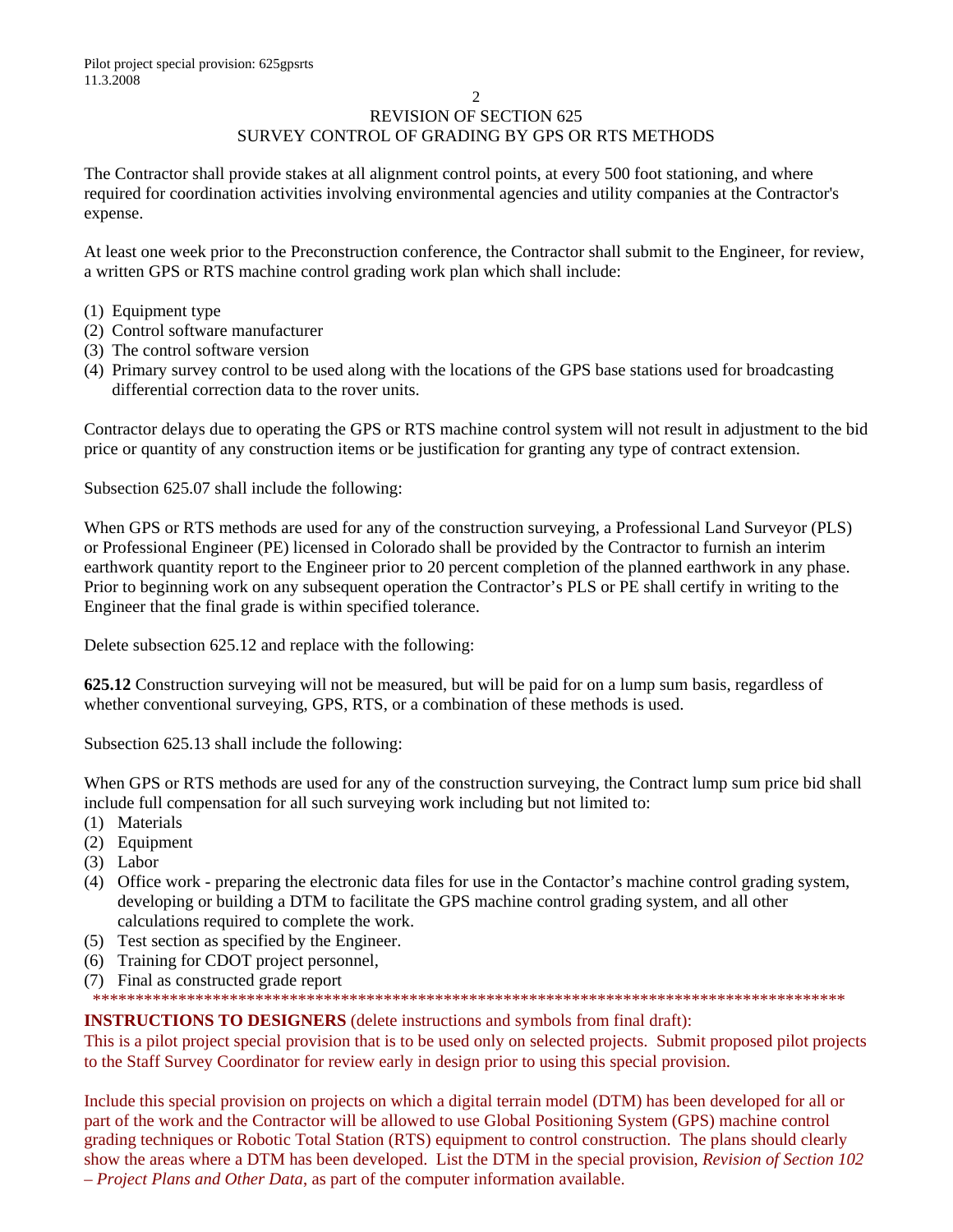REVISION OF SECTION 625
SURVEY CONTROL OF GRADING BY GPS OR RTS METHODS

The Contractor shall provide stakes at all alignment control points, at every 500 foot stationing, and where required for coordination activities involving environmental agencies and utility companies at the Contractor's expense.

At least one week prior to the Preconstruction conference, the Contractor shall submit to the Engineer, for review, a written GPS or RTS machine control grading work plan which shall include:

(1) Equipment type
(2) Control software manufacturer
(3) The control software version
(4) Primary survey control to be used along with the locations of the GPS base stations used for broadcasting differential correction data to the rover units.

Contractor delays due to operating the GPS or RTS machine control system will not result in adjustment to the bid price or quantity of any construction items or be justification for granting any type of contract extension.

Subsection 625.07 shall include the following:

When GPS or RTS methods are used for any of the construction surveying, a Professional Land Surveyor (PLS) or Professional Engineer (PE) licensed in Colorado shall be provided by the Contractor to furnish an interim earthwork quantity report to the Engineer prior to 20 percent completion of the planned earthwork in any phase. Prior to beginning work on any subsequent operation the Contractor's PLS or PE shall certify in writing to the Engineer that the final grade is within specified tolerance.

Delete subsection 625.12 and replace with the following:

**625.12** Construction surveying will not be measured, but will be paid for on a lump sum basis, regardless of whether conventional surveying, GPS, RTS, or a combination of these methods is used.

Subsection 625.13 shall include the following:

When GPS or RTS methods are used for any of the construction surveying, the Contract lump sum price bid shall include full compensation for all such surveying work including but not limited to:

(1) Materials
(2) Equipment
(3) Labor
(4) Office work - preparing the electronic data files for use in the Contactor's machine control grading system, developing or building a DTM to facilitate the GPS machine control grading system, and all other calculations required to complete the work.
(5) Test section as specified by the Engineer.
(6) Training for CDOT project personnel,
(7) Final as constructed grade report

*********************************************************************************************

**INSTRUCTIONS TO DESIGNERS** (delete instructions and symbols from final draft):
This is a pilot project special provision that is to be used only on selected projects. Submit proposed pilot projects to the Staff Survey Coordinator for review early in design prior to using this special provision.

Include this special provision on projects on which a digital terrain model (DTM) has been developed for all or part of the work and the Contractor will be allowed to use Global Positioning System (GPS) machine control grading techniques or Robotic Total Station (RTS) equipment to control construction. The plans should clearly show the areas where a DTM has been developed. List the DTM in the special provision, *Revision of Section 102 – Project Plans and Other Data*, as part of the computer information available.